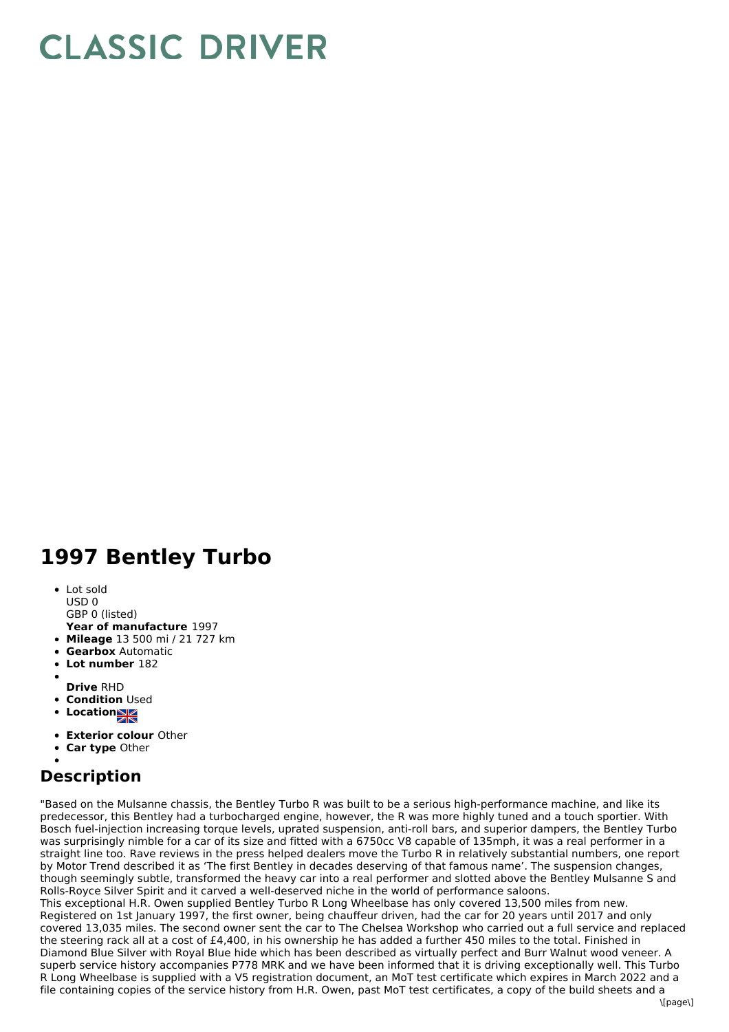# CLASSIC DRIVER

# 1997 Bentley Turbo

- Lot sold
  USD 0
  GBP 0 (listed)
  **Year of manufacture** 1997
- **Mileage** 13 500 mi / 21 727 km
- **Gearbox** Automatic
- **Lot number** 182
- **Drive** RHD
- **Condition** Used
- **Location**
- **Exterior colour** Other
- **Car type** Other

## Description

"Based on the Mulsanne chassis, the Bentley Turbo R was built to be a serious high-performance machine, and like its predecessor, this Bentley had a turbocharged engine, however, the R was more highly tuned and a touch sportier. With Bosch fuel-injection increasing torque levels, uprated suspension, anti-roll bars, and superior dampers, the Bentley Turbo was surprisingly nimble for a car of its size and fitted with a 6750cc V8 capable of 135mph, it was a real performer in a straight line too. Rave reviews in the press helped dealers move the Turbo R in relatively substantial numbers, one report by Motor Trend described it as 'The first Bentley in decades deserving of that famous name'. The suspension changes, though seemingly subtle, transformed the heavy car into a real performer and slotted above the Bentley Mulsanne S and Rolls-Royce Silver Spirit and it carved a well-deserved niche in the world of performance saloons.
This exceptional H.R. Owen supplied Bentley Turbo R Long Wheelbase has only covered 13,500 miles from new. Registered on 1st January 1997, the first owner, being chauffeur driven, had the car for 20 years until 2017 and only covered 13,035 miles. The second owner sent the car to The Chelsea Workshop who carried out a full service and replaced the steering rack all at a cost of £4,400, in his ownership he has added a further 450 miles to the total. Finished in Diamond Blue Silver with Royal Blue hide which has been described as virtually perfect and Burr Walnut wood veneer. A superb service history accompanies P778 MRK and we have been informed that it is driving exceptionally well. This Turbo R Long Wheelbase is supplied with a V5 registration document, an MoT test certificate which expires in March 2022 and a file containing copies of the service history from H.R. Owen, past MoT test certificates, a copy of the build sheets and a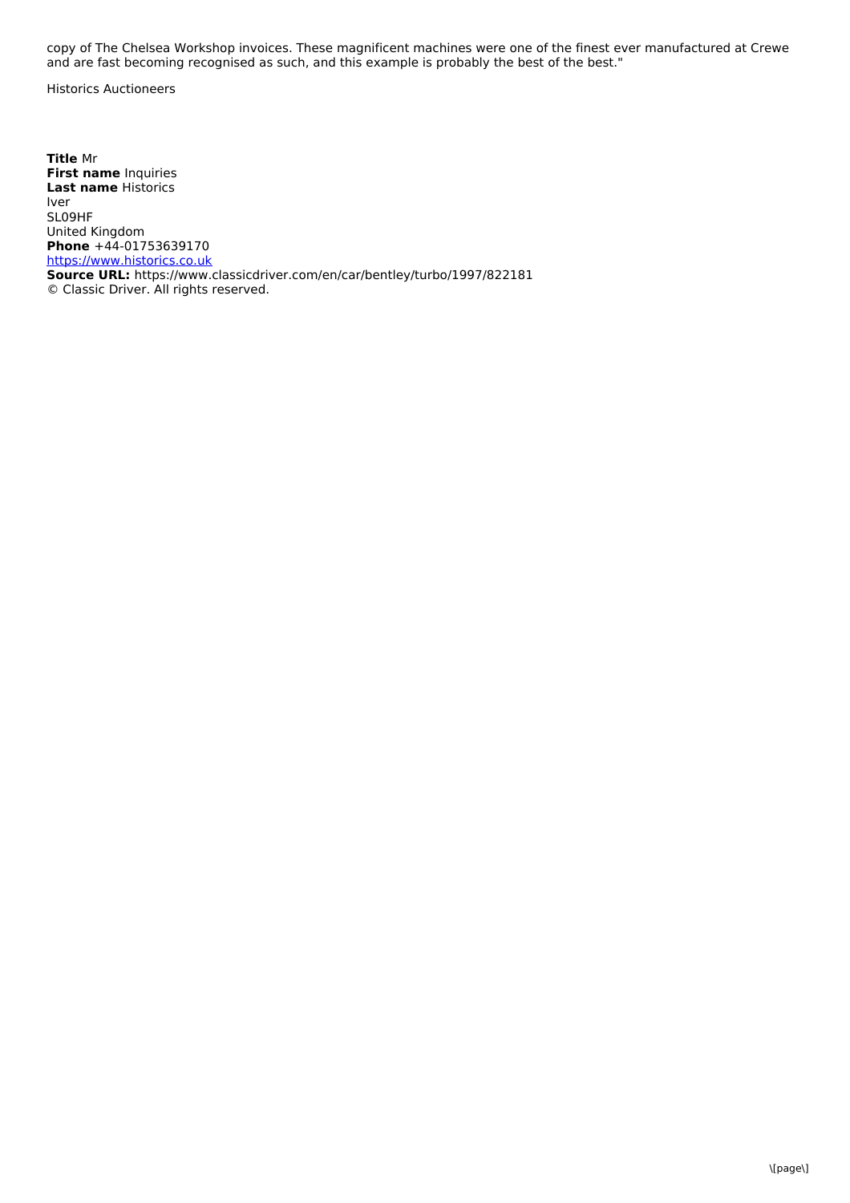copy of The Chelsea Workshop invoices. These magnificent machines were one of the finest ever manufactured at Crewe and are fast becoming recognised as such, and this example is probably the best of the best."

Historics Auctioneers

**Title** Mr
**First name** Inquiries
**Last name** Historics
Iver
SL09HF
United Kingdom
**Phone** +44-01753639170
[https://www.historics.co.uk](https://www.historics.co.uk)
**Source URL:** https://www.classicdriver.com/en/car/bentley/turbo/1997/822181
© Classic Driver. All rights reserved.